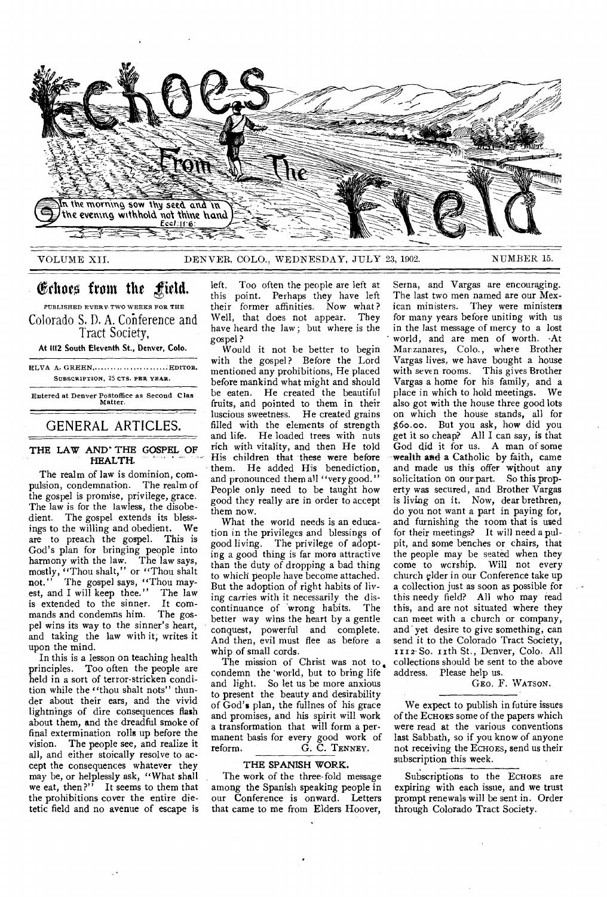# Echoes From The Field

In the morning sow thy seed and in the evening withhold not thine hand. Eccl. 11:6.

VOLUME XII. DENVER, COLO., WEDNESDAY, JULY 23, 1902. NUMBER 15.

## Echoes from the Field.

PUBLISHED EVERY TWO WEEKS FOR THE

Colorado S. D. A. Conference and Tract Society,

At 1112 South Eleventh St., Denver, Colo.

ELVA A. GREEN, ........................ EDITOR.

SUBSCRIPTION, 25 CTS. PER YEAR.

Entered at Denver Postoffice as Second Clas Matter.

## GENERAL ARTICLES.

### THE LAW AND THE GOSPEL OF HEALTH.

The realm of law is dominion, compulsion, condemnation. The realm of the gospel is promise, privilege, grace. The law is for the lawless, the disobedient. The gospel extends its blessings to the willing and obedient. We are to preach the gospel. This is God's plan for bringing people into harmony with the law. The law says, mostly, "Thou shalt," or "Thou shalt not." The gospel says, "Thou mayest, and I will keep thee." The law is extended to the sinner. It commands and condemns him. The gospel wins its way to the sinner's heart, and taking the law with it, writes it upon the mind.

In this is a lesson on teaching health principles. Too often the people are held in a sort of terror-stricken condition while the "thou shalt nots" thunder about their ears, and the vivid lightnings of dire consequences flash about them, and the dreadful smoke of final extermination rolls up before the vision. The people see, and realize it all, and either stoically resolve to accept the consequences whatever they may be, or helplessly ask, "What shall we eat, then?" It seems to them that the prohibitions cover the entire dietetic field and no avenue of escape is left. Too often the people are left at this point. Perhaps they have left their former affinities. Now what? Well, that does not appear. They have heard the law; but where is the gospel?

Would it not be better to begin with the gospel? Before the Lord mentioned any prohibitions, He placed before mankind what might and should be eaten. He created the beautiful fruits, and pointed to them in their luscious sweetness. He created grains filled with the elements of strength and life. He loaded trees with nuts rich with vitality, and then He told His children that these were before them. He added His benediction, and pronounced them all "very good." People only need to be taught how good they really are in order to accept them now.

What the world needs is an education in the privileges and blessings of good living. The privilege of adopting a good thing is far more attractive than the duty of dropping a bad thing to which people have become attached. But the adoption of right habits of living carries with it necessarily the discontinuance of wrong habits. The better way wins the heart by a gentle conquest, powerful and complete. And then, evil must flee as before a whip of small cords.

The mission of Christ was not to condemn the world, but to bring life and light. So let us be more anxious to present the beauty and desirability of God's plan, the fullnes of his grace and promises, and his spirit will work a transformation that will form a permanent basis for every good work of reform.

G. C. TENNEY.

### THE SPANISH WORK.

The work of the three-fold message among the Spanish speaking people in our Conference is onward. Letters that came to me from Elders Hoover, Serna, and Vargas are encouraging. The last two men named are our Mexican ministers. They were ministers for many years before uniting with us in the last message of mercy to a lost world, and are men of worth. At Manzanares, Colo., where Brother Vargas lives, we have bought a house with seven rooms. This gives Brother Vargas a home for his family, and a place in which to hold meetings. We also got with the house three good lots on which the house stands, all for $60.00. But you ask, how did you get it so cheap? All I can say, is that God did it for us. A man of some wealth and a Catholic by faith, came and made us this offer without any solicitation on our part. So this property was secured, and Brother Vargas is living on it. Now, dear brethren, do you not want a part in paying for, and furnishing the room that is used for their meetings? It will need a pulpit, and some benches or chairs, that the people may be seated when they come to worship. Will not every church elder in our Conference take up a collection just as soon as possible for this needy field? All who may read this, and are not situated where they can meet with a church or company, and yet desire to give something, can send it to the Colorado Tract Society, 1112 So. 11th St., Denver, Colo. All collections should be sent to the above address. Please help us.

GEO. F. WATSON.

---

We expect to publish in future issues of the ECHOES some of the papers which were read at the various conventions last Sabbath, so if you know of anyone not receiving the ECHOES, send us their subscription this week.

---

Subscriptions to the ECHOES are expiring with each issue, and we trust prompt renewals will be sent in. Order through Colorado Tract Society.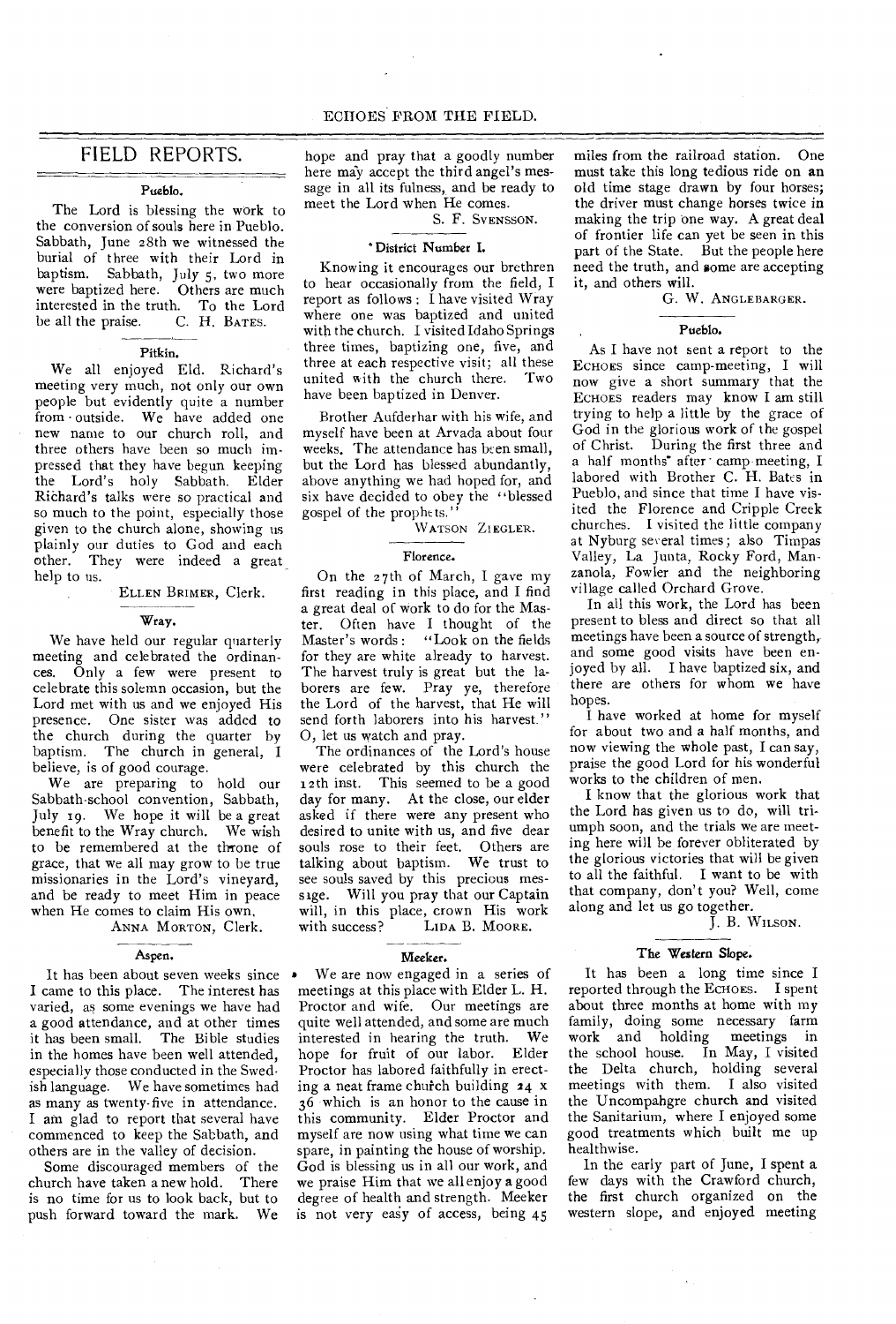# FIELD REPORTS.

### Pueblo.

The Lord is blessing the work to the conversion of souls here in Pueblo. Sabbath, June 28th we witnessed the burial of three with their Lord in baptism. Sabbath, July 5, two more were baptized here. Others are much interested in the truth. To the Lord be all the praise. C. H. BATES.

### Pitkin.

We all enjoyed Eld. Richard's meeting very much, not only our own people but evidently quite a number from outside. We have added one new name to our church roll, and three others have been so much impressed that they have begun keeping the Lord's holy Sabbath. Elder Richard's talks were so practical and so much to the point, especially those given to the church alone, showing us plainly our duties to God and each other. They were indeed a great help to us.

ELLEN BRIMER, Clerk.

### Wray.

We have held our regular quarterly meeting and celebrated the ordinances. Only a few were present to celebrate this solemn occasion, but the Lord met with us and we enjoyed His presence. One sister was added to the church during the quarter by baptism. The church in general, I believe, is of good courage.

We are preparing to hold our Sabbath-school convention, Sabbath, July 19. We hope it will be a great benefit to the Wray church. We wish to be remembered at the throne of grace, that we all may grow to be true missionaries in the Lord's vineyard, and be ready to meet Him in peace when He comes to claim His own.

ANNA MORTON, Clerk.

### Aspen.

It has been about seven weeks since I came to this place. The interest has varied, as some evenings we have had a good attendance, and at other times it has been small. The Bible studies in the homes have been well attended, especially those conducted in the Swedish language. We have sometimes had as many as twenty-five in attendance. I am glad to report that several have commenced to keep the Sabbath, and others are in the valley of decision.

Some discouraged members of the church have taken a new hold. There is no time for us to look back, but to push forward toward the mark. We hope and pray that a goodly number here may accept the third angel's message in all its fulness, and be ready to meet the Lord when He comes.

S. F. SVENSSON.

### District Number I.

Knowing it encourages our brethren to hear occasionally from the field, I report as follows: I have visited Wray where one was baptized and united with the church. I visited Idaho Springs three times, baptizing one, five, and three at each respective visit; all these united with the church there. Two have been baptized in Denver.

Brother Aufderhar with his wife, and myself have been at Arvada about four weeks. The attendance has been small, but the Lord has blessed abundantly, above anything we had hoped for, and six have decided to obey the "blessed gospel of the prophets."

WATSON ZIEGLER.

### Florence.

On the 27th of March, I gave my first reading in this place, and I find a great deal of work to do for the Master. Often have I thought of the Master's words: "Look on the fields for they are white already to harvest. The harvest truly is great but the laborers are few. Pray ye, therefore the Lord of the harvest, that He will send forth laborers into his harvest." O, let us watch and pray.

The ordinances of the Lord's house were celebrated by this church the 12th inst. This seemed to be a good day for many. At the close, our elder asked if there were any present who desired to unite with us, and five dear souls rose to their feet. Others are talking about baptism. We trust to see souls saved by this precious message. Will you pray that our Captain will, in this place, crown His work with success? LIDA B. MOORE.

### Meeker.

We are now engaged in a series of meetings at this place with Elder L. H. Proctor and wife. Our meetings are quite well attended, and some are much interested in hearing the truth. We hope for fruit of our labor. Elder Proctor has labored faithfully in erecting a neat frame church building 24 x 36 which is an honor to the cause in this community. Elder Proctor and myself are now using what time we can spare, in painting the house of worship. God is blessing us in all our work, and we praise Him that we all enjoy a good degree of health and strength. Meeker is not very easy of access, being 45 miles from the railroad station. One must take this long tedious ride on an old time stage drawn by four horses; the driver must change horses twice in making the trip one way. A great deal of frontier life can yet be seen in this part of the State. But the people here need the truth, and some are accepting it, and others will.

G. W. ANGLEBARGER.

### Pueblo.

As I have not sent a report to the ECHOES since camp-meeting, I will now give a short summary that the ECHOES readers may know I am still trying to help a little by the grace of God in the glorious work of the gospel of Christ. During the first three and a half months after camp-meeting, I labored with Brother C. H. Bates in Pueblo, and since that time I have visited the Florence and Cripple Creek churches. I visited the little company at Nyburg several times; also Timpas Valley, La Junta, Rocky Ford, Manzanola, Fowler and the neighboring village called Orchard Grove.

In all this work, the Lord has been present to bless and direct so that all meetings have been a source of strength, and some good visits have been enjoyed by all. I have baptized six, and there are others for whom we have hopes.

I have worked at home for myself for about two and a half months, and now viewing the whole past, I can say, praise the good Lord for his wonderful works to the children of men.

I know that the glorious work that the Lord has given us to do, will triumph soon, and the trials we are meeting here will be forever obliterated by the glorious victories that will be given to all the faithful. I want to be with that company, don't you? Well, come along and let us go together.

J. B. WILSON.

### The Western Slope.

It has been a long time since I reported through the ECHOES. I spent about three months at home with my family, doing some necessary farm work and holding meetings in the school house. In May, I visited the Delta church, holding several meetings with them. I also visited the Uncompahgre church and visited the Sanitarium, where I enjoyed some good treatments which built me up healthwise.

In the early part of June, I spent a few days with the Crawford church, the first church organized on the western slope, and enjoyed meeting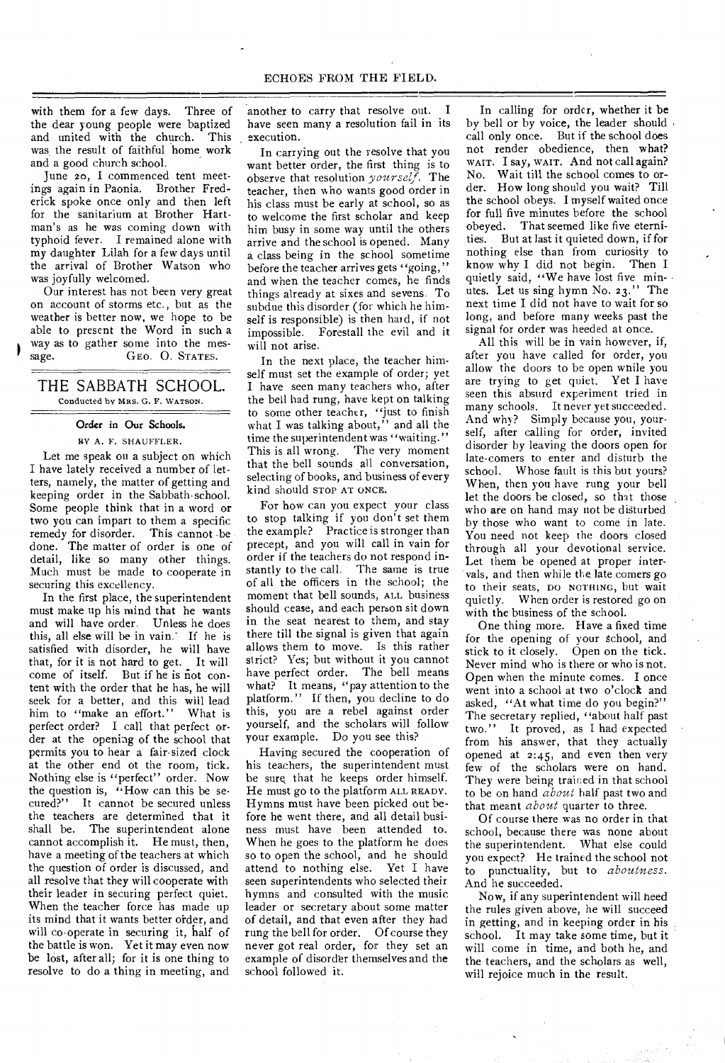with them for a few days. Three of the dear young people were baptized and united with the church. This was the result of faithful home work and a good church school.

June 20, I commenced tent meetings again in Paonia. Brother Frederick spoke once only and then left for the sanitarium at Brother Hartman's as he was coming down with typhoid fever. I remained alone with my daughter Lilah for a few days until the arrival of Brother Watson who was joyfully welcomed.

Our interest has not been very great on account of storms etc., but as the weather is better now, we hope to be able to present the Word in such a way as to gather some into the message.

GEO. O. STATES.

## THE SABBATH SCHOOL.

Conducted by MRS. G. F. WATSON.

### Order in Our Schools.

BY A. F. SHAUFFLER.

Let me speak on a subject on which I have lately received a number of letters, namely, the matter of getting and keeping order in the Sabbath-school. Some people think that in a word or two you can impart to them a specific remedy for disorder. This cannot be done. The matter of order is one of detail, like so many other things. Much must be made to cooperate in securing this excellency.

In the first place, the superintendent must make up his mind that he wants and will have order. Unless he does this, all else will be in vain. If he is satisfied with disorder, he will have that, for it is not hard to get. It will come of itself. But if he is not content with the order that he has, he will seek for a better, and this will lead him to "make an effort." What is perfect order? I call that perfect order at the opening of the school that permits you to hear a fair-sized clock at the other end of the room, tick. Nothing else is "perfect" order. Now the question is, "How can this be secured?" It cannot be secured unless the teachers are determined that it shall be. The superintendent alone cannot accomplish it. He must, then, have a meeting of the teachers at which the question of order is discussed, and all resolve that they will cooperate with their leader in securing perfect quiet. When the teacher force has made up its mind that it wants better order, and will co-operate in securing it, half of the battle is won. Yet it may even now be lost, after all; for it is one thing to resolve to do a thing in meeting, and another to carry that resolve out. I have seen many a resolution fail in its execution.

In carrying out the resolve that you want better order, the first thing is to observe that resolution *yourself*. The teacher, then who wants good order in his class must be early at school, so as to welcome the first scholar and keep him busy in some way until the others arrive and the school is opened. Many a class being in the school sometime before the teacher arrives gets "going," and when the teacher comes, he finds things already at sixes and sevens. To subdue this disorder (for which he himself is responsible) is then hard, if not impossible. Forestall the evil and it will not arise.

In the next place, the teacher himself must set the example of order; yet I have seen many teachers who, after the bell had rung, have kept on talking to some other teacher, "just to finish what I was talking about," and all the time the superintendent was "waiting." This is all wrong. The very moment that the bell sounds all conversation, selecting of books, and business of every kind should STOP AT ONCE.

For how can you expect your class to stop talking if you don't set them the example? Practice is stronger than precept, and you will call in vain for order if the teachers do not respond instantly to the call. The same is true of all the officers in the school; the moment that bell sounds, ALL business should cease, and each person sit down in the seat nearest to them, and stay there till the signal is given that again allows them to move. Is this rather strict? Yes; but without it you cannot have perfect order. The bell means what? It means, "pay attention to the platform." If then, you decline to do this, you are a rebel against order yourself, and the scholars will follow your example. Do you see this?

Having secured the cooperation of his teachers, the superintendent must be sure that he keeps order himself. He must go to the platform ALL READY. Hymns must have been picked out before he went there, and all detail business must have been attended to. When he goes to the platform he does so to open the school, and he should attend to nothing else. Yet I have seen superintendents who selected their hymns and consulted with the music leader or secretary about some matter of detail, and that even after they had rung the bell for order. Of course they never got real order, for they set an example of disorder themselves and the school followed it.

In calling for order, whether it be by bell or by voice, the leader should call only once. But if the school does not render obedience, then what? WAIT. I say, WAIT. And not call again? No. Wait till the school comes to order. How long should you wait? Till the school obeys. I myself waited once for full five minutes before the school obeyed. That seemed like five eternities. But at last it quieted down, if for nothing else than from curiosity to know why I did not begin. Then I quietly said, "We have lost five minutes. Let us sing hymn No. 23." The next time I did not have to wait for so long, and before many weeks past the signal for order was heeded at once.

All this will be in vain however, if, after you have called for order, you allow the doors to be open while you are trying to get quiet. Yet I have seen this absurd experiment tried in many schools. It never yet succeeded. And why? Simply because you, yourself, after calling for order, invited disorder by leaving the doors open for late-comers to enter and disturb the school. Whose fault is this but yours? When, then you have rung your bell let the doors be closed, so that those who are on hand may not be disturbed by those who want to come in late. You need not keep the doors closed through all your devotional service. Let them be opened at proper intervals, and then while the late comers go to their seats, DO NOTHING, but wait quietly. When order is restored go on with the business of the school.

One thing more. Have a fixed time for the opening of your school, and stick to it closely. Open on the tick. Never mind who is there or who is not. Open when the minute comes. I once went into a school at two o'clock and asked, "At what time do you begin?" The secretary replied, "about half past two." It proved, as I had expected from his answer, that they actually opened at 2:45, and even then very few of the scholars were on hand. They were being trained in that school to be on hand *about* half past two and that meant *about* quarter to three.

Of course there was no order in that school, because there was none about the superintendent. What else could you expect? He trained the school not to punctuality, but to *aboutness*. And he succeeded.

Now, if any superintendent will heed the rules given above, he will succeed in getting, and in keeping order in his school. It may take some time, but it will come in time, and both he, and the teachers, and the scholars as well, will rejoice much in the result.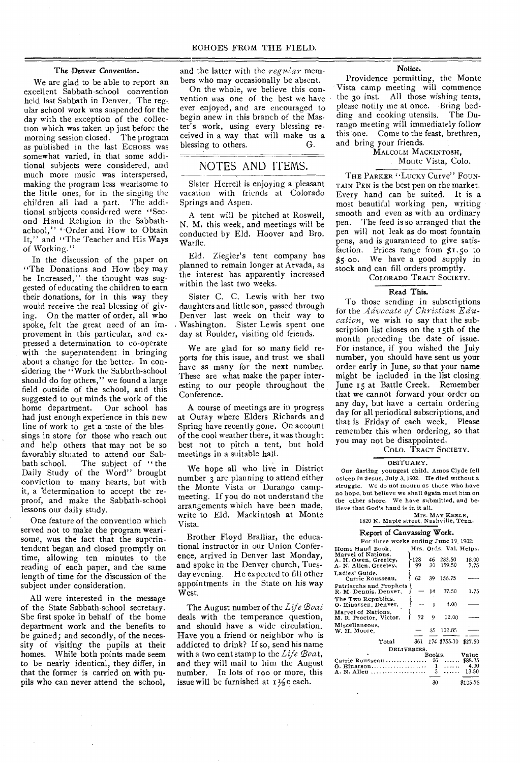### The Denver Convention.

We are glad to be able to report an excellent Sabbath-school convention held last Sabbath in Denver. The regular school work was suspended for the day with the exception of the collection which was taken up just before the morning session closed. The program as published in the last ECHOES was somewhat varied, in that some additional subjects were considered, and much more music was interspersed, making the program less wearisome to the little ones, for in the singing the children all had a part. The additional subjects considered were "Second Hand Religion in the Sabbath-school," "Order and How to Obtain It," and "The Teacher and His Ways of Working."

In the discussion of the paper on "The Donations and How they may be Increased," the thought was suggested of educating the children to earn their donations, for in this way they would receive the real blessing of giving. On the matter of order, all who spoke, felt the great need of an improvement in this particular, and expressed a determination to co-operate with the superintendent in bringing about a change for the better. In considering the "Work the Sabbrth-school should do for others," we found a large field outside of the school, and this suggested to our minds the work of the home department. Our school has had just enough experience in this new line of work to get a taste of the blessings in store for those who reach out and help others that may not be so favorably situated to attend our Sabbath school. The subject of "the Daily Study of the Word" brought conviction to many hearts, but with it, a determination to accept the reproof, and make the Sabbath-school lessons our daily study.

One feature of the convention which served not to make the program wearisome, wus the fact that the superintendent began and closed promptly on time, allowing ten minutes to the reading of each paper, and the same length of time for the discussion of the subject under consideration.

All were interested in the message of the State Sabbath-school secretary. She first spoke in behalf of the home department work and the benefits to be gained; and secondly, of the necessity of visiting the pupils at their homes. While both points made seem to be nearly identical, they differ, in that the former is carried on with pupils who can never attend the school, and the latter with the *regular* members who may occasionally be absent.

On the whole, we believe this convention was one of the best we have ever enjoyed, and are encouraged to begin anew in this branch of the Master's work, using every blessing received in a way that will make us a blessing to others. G.

## NOTES AND ITEMS.

Sister Herrell is enjoying a pleasant vacation with friends at Colorado Springs and Aspen.

A tent will be pitched at Roswell, N. M. this week, and meetings will be conducted by Eld. Hoover and Bro. Warfle.

Eld. Ziegler's tent company has planned to remain longer at Arvada, as the interest has apparently increased within the last two weeks.

Sister C. C. Lewis with her two daughters and little son, passed through Denver last week on their way to Washington. Sister Lewis spent one day at Boulder, visiting old friends.

We are glad for so many field reports for this issue, and trust we shall have as many for the next number. These are what make the paper interesting to our people throughout the Conference.

A course of meetings are in progress at Ouray where Elders Richards and Spring have recently gone. On account of the cool weather there, it was thought best not to pitch a tent, but hold meetings in a suitable hall.

We hope all who live in District number 3 are planning to attend either the Monte Vista or Durango campmeeting. If you do not understand the arrangements which have been made, write to Eld. Mackintosh at Monte Vista.

Brother Floyd Bralliar, the educational instructor in our Union Conference, arrived in Denver last Monday, and spoke in the Denver church, Tuesday evening. He expected to fill other appointments in the State on his way West.

The August number of the *Life Boat* deals with the temperance question, and should have a wide circulation. Have you a friend or neighbor who is addicted to drink? If so, send his name with a two cent stamp to the *Life Boat*, and they will mail to him the August number. In lots of 100 or more, this issue will be furnished at 1½c each.

### Notice.

Providence permitting, the Monte Vista camp meeting will commence the 30 inst. All those wishing tents, please notify me at once. Bring bedding and cooking utensils. The Durango meeting will immediately follow this one. Come to the feast, brethren, and bring your friends.

MALCOLM MACKINTOSH,
Monte Vista, Colo.

THE PARKER "LUCKY CURVE" FOUNTAIN PEN is the best pen on the market. Every hand can be suited. It is a most beautiful working pen, writing smooth and even as with an ordinary pen. The feed is so arranged that the pen will not leak as do most fountain pens, and is guaranteed to give satisfaction. Prices range from $1.50 to $5 00. We have a good supply in stock and can fill orders promptly.

COLORADO TRACT SOCIETY.

### Read This.

To those sending in subscriptions for the *Advocate of Christian Education*, we wish to say that the subscription list closes on the 15th of the month preceding the date of issue. For instance, if you wished the July number, you should have sent us your order early in June, so that your name might be included in the list closing June 15 at Battle Creek. Remember that we cannot forward your order on any day, but have a certain ordering day for all periodical subscriptions, and that is Friday of each week. Please remember this when ordering, so that you may not be disappointed.

COLO. TRACT SOCIETY.

### OBITUARY.

Our darling youngest child, Amos Clyde fell asleep in Jesus, July 3, 1902. He died without a struggle. We do not mourn as those who have no hope, but believe we shall again meet him on the other shore. We have submitted, and believe that God's hand is in it all.

MRS. MAY KEELE,
1820 N. Maple street, Nashville, Tenn.

### Report of Canvassing Work.

For three weeks ending June 19 1902:

| | Hrs. | Ords. | Val. | Helps. |
|---|---|---|---|---|
| Home Hand Book, Marvel of Nations, A. H. Owen, Greeley, | 128 | 46 | 283.50 | 18.00 |
| A. N. Allen, Greeley, | 99 | 30 | 159.50 | 7.75 |
| Ladies' Guide, Carrie Rousseau, | 62 | 39 | 156.75 | —— |
| Patriarchs and Prophets, R. M. Dennis, Denver, | — | 14 | 37.50 | 1.75 |
| The Two Republics, O. Einarsen, Denver, | — | 1 | 4.00 | —— |
| Marvel of Nations, M. R. Proctor, Victor, | 72 | 9 | 12.00 | —— |
| Miscellaneous, W. H. Moore, | — | 35 | 101.85 | —— |
| Total | 361 | 174 | $755.10 | $27.50 |

DELIVERIES.

| | Books. | Value |
|---|---|---|
| Carrie Rousseau | 26 | $88.25 |
| O. Einarson | 1 | 4.00 |
| A. N. Allen | 3 | 13.50 |
| | 30 | $105.75 |